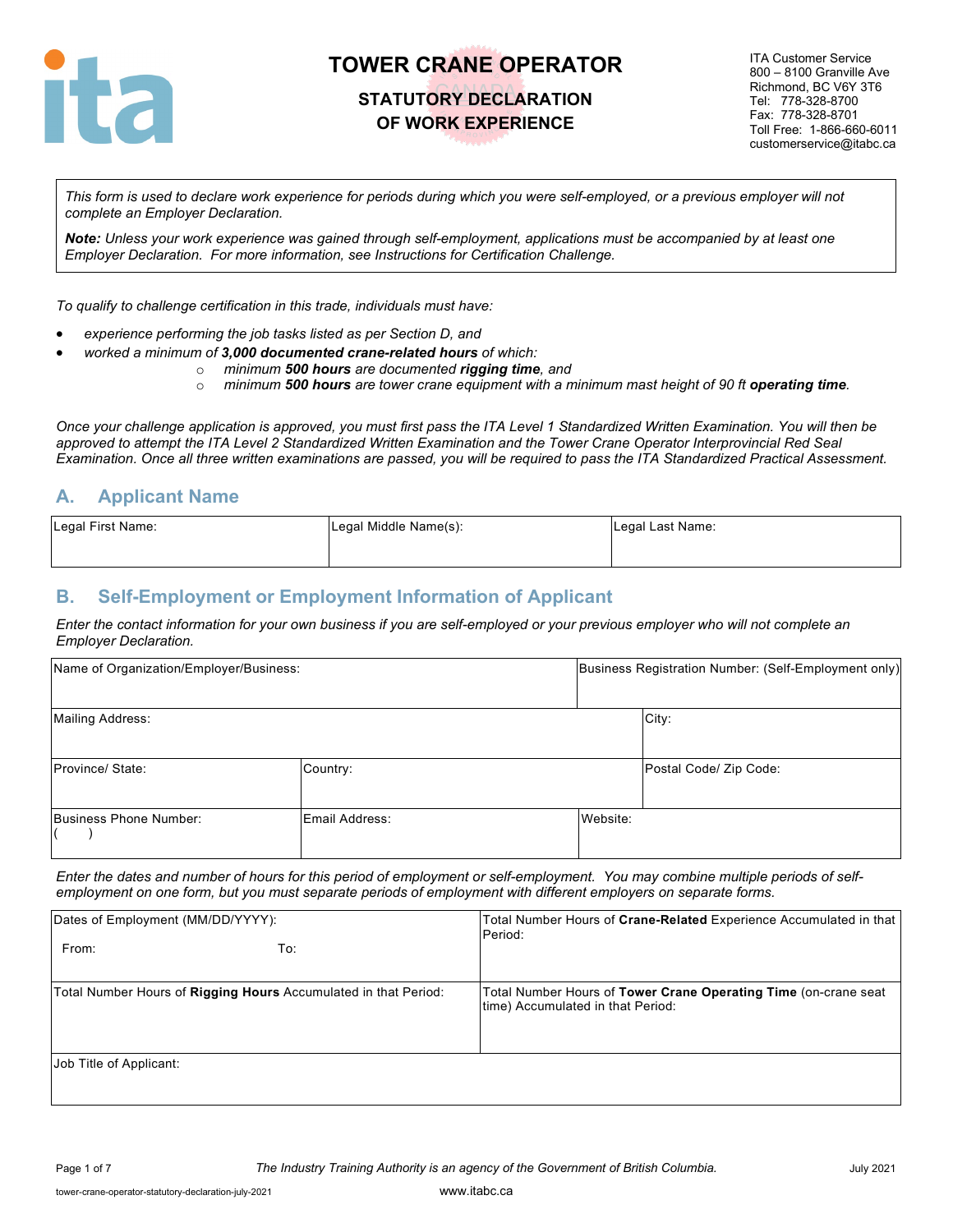# TOWER CRANE OPERATOR

## STATUTORY DECLARATION OF WORK EXPERIENCE

ITA Customer Service
800 – 8100 Granville Ave
Richmond, BC V6Y 3T6
Tel: 778-328-8700
Fax: 778-328-8701
Toll Free: 1-866-660-6011
customerservice@itabc.ca

*This form is used to declare work experience for periods during which you were self-employed, or a previous employer will not complete an Employer Declaration.*

***Note:*** *Unless your work experience was gained through self-employment, applications must be accompanied by at least one Employer Declaration. For more information, see Instructions for Certification Challenge.*

*To qualify to challenge certification in this trade, individuals must have:*

- *experience performing the job tasks listed as per Section D, and*
- *worked a minimum of **3,000 documented crane-related hours** of which:*
  - *minimum **500 hours** are documented **rigging time**, and*
  - *minimum **500 hours** are tower crane equipment with a minimum mast height of 90 ft **operating time**.*

*Once your challenge application is approved, you must first pass the ITA Level 1 Standardized Written Examination. You will then be approved to attempt the ITA Level 2 Standardized Written Examination and the Tower Crane Operator Interprovincial Red Seal Examination. Once all three written examinations are passed, you will be required to pass the ITA Standardized Practical Assessment.*

## A. Applicant Name

| Legal First Name: | Legal Middle Name(s): | Legal Last Name: |
|---|---|---|
| | | |

## B. Self-Employment or Employment Information of Applicant

*Enter the contact information for your own business if you are self-employed or your previous employer who will not complete an Employer Declaration.*

| Name of Organization/Employer/Business: | | Business Registration Number: (Self-Employment only) |
|---|---|---|
| Mailing Address: | | City: |
| Province/ State: | Country: | Postal Code/ Zip Code: |
| Business Phone Number: ( ) | Email Address: | Website: |

*Enter the dates and number of hours for this period of employment or self-employment. You may combine multiple periods of self-employment on one form, but you must separate periods of employment with different employers on separate forms.*

| Dates of Employment (MM/DD/YYYY): From: To: | Total Number Hours of **Crane-Related** Experience Accumulated in that Period: |
|---|---|
| Total Number Hours of **Rigging Hours** Accumulated in that Period: | Total Number Hours of **Tower Crane Operating Time** (on-crane seat time) Accumulated in that Period: |
| Job Title of Applicant: | |

*The Industry Training Authority is an agency of the Government of British Columbia.*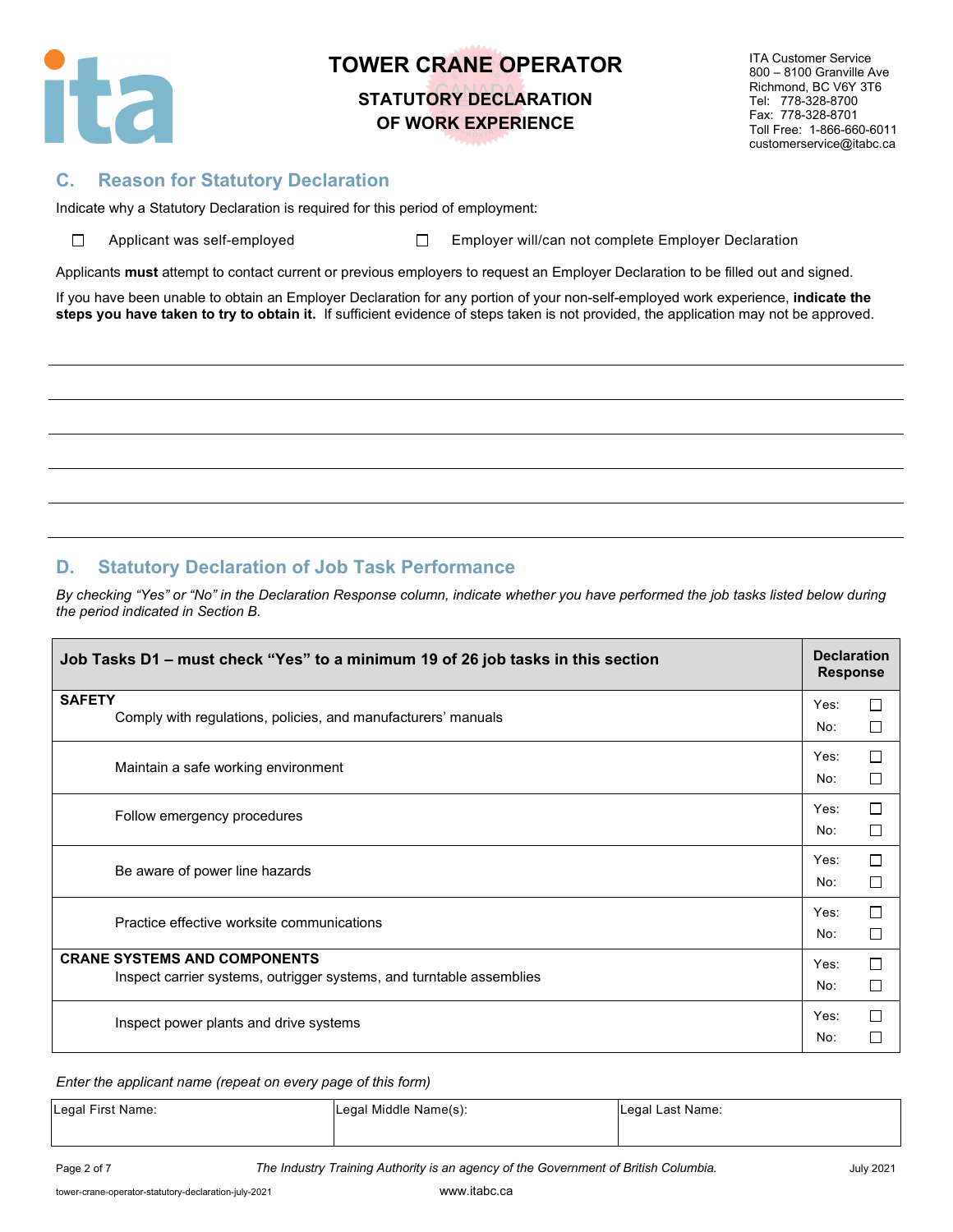# TOWER CRANE OPERATOR

## STATUTORY DECLARATION OF WORK EXPERIENCE

ITA Customer Service
800 – 8100 Granville Ave
Richmond, BC V6Y 3T6
Tel: 778-328-8700
Fax: 778-328-8701
Toll Free: 1-866-660-6011
customerservice@itabc.ca

## C. Reason for Statutory Declaration

Indicate why a Statutory Declaration is required for this period of employment:

☐ Applicant was self-employed ☐ Employer will/can not complete Employer Declaration

Applicants **must** attempt to contact current or previous employers to request an Employer Declaration to be filled out and signed.

If you have been unable to obtain an Employer Declaration for any portion of your non-self-employed work experience, **indicate the steps you have taken to try to obtain it.** If sufficient evidence of steps taken is not provided, the application may not be approved.

______________________________________________________________________

______________________________________________________________________

______________________________________________________________________

______________________________________________________________________

______________________________________________________________________

## D. Statutory Declaration of Job Task Performance

*By checking "Yes" or "No" in the Declaration Response column, indicate whether you have performed the job tasks listed below during the period indicated in Section B.*

| Job Tasks D1 – must check "Yes" to a minimum 19 of 26 job tasks in this section | Declaration Response |
|---|---|
| **SAFETY**<br>Comply with regulations, policies, and manufacturers' manuals | Yes: ☐<br>No: ☐ |
| Maintain a safe working environment | Yes: ☐<br>No: ☐ |
| Follow emergency procedures | Yes: ☐<br>No: ☐ |
| Be aware of power line hazards | Yes: ☐<br>No: ☐ |
| Practice effective worksite communications | Yes: ☐<br>No: ☐ |
| **CRANE SYSTEMS AND COMPONENTS**<br>Inspect carrier systems, outrigger systems, and turntable assemblies | Yes: ☐<br>No: ☐ |
| Inspect power plants and drive systems | Yes: ☐<br>No: ☐ |

*Enter the applicant name (repeat on every page of this form)*

| Legal First Name: | Legal Middle Name(s): | Legal Last Name: |
|---|---|---|
| | | |

The Industry Training Authority is an agency of the Government of British Columbia.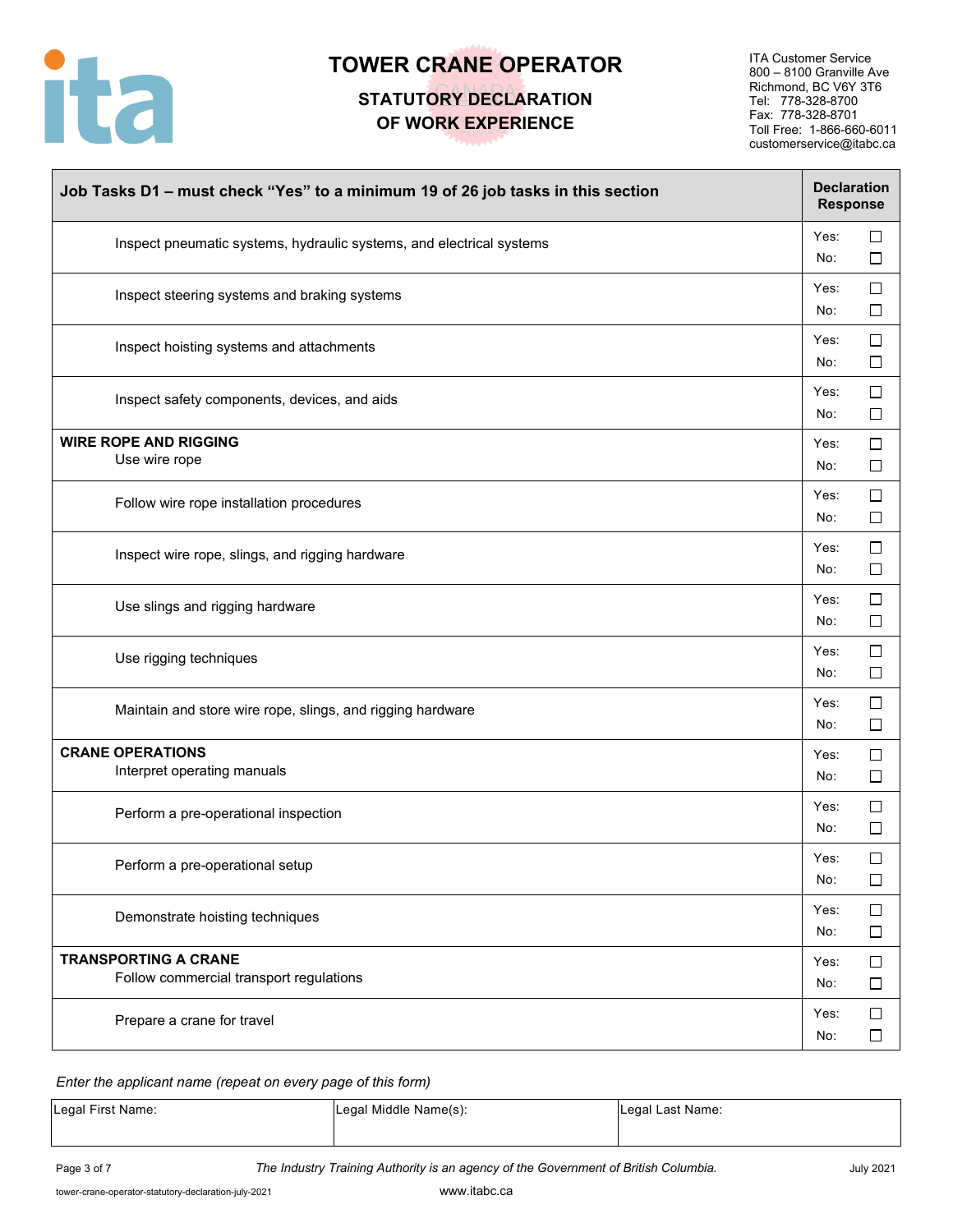# TOWER CRANE OPERATOR

## STATUTORY DECLARATION OF WORK EXPERIENCE

ITA Customer Service
800 – 8100 Granville Ave
Richmond, BC V6Y 3T6
Tel: 778-328-8700
Fax: 778-328-8701
Toll Free: 1-866-660-6011
customerservice@itabc.ca

| Job Tasks D1 – must check "Yes" to a minimum 19 of 26 job tasks in this section | Declaration Response |
|---|---|
| Inspect pneumatic systems, hydraulic systems, and electrical systems | Yes: ☐ No: ☐ |
| Inspect steering systems and braking systems | Yes: ☐ No: ☐ |
| Inspect hoisting systems and attachments | Yes: ☐ No: ☐ |
| Inspect safety components, devices, and aids | Yes: ☐ No: ☐ |
| **WIRE ROPE AND RIGGING** Use wire rope | Yes: ☐ No: ☐ |
| Follow wire rope installation procedures | Yes: ☐ No: ☐ |
| Inspect wire rope, slings, and rigging hardware | Yes: ☐ No: ☐ |
| Use slings and rigging hardware | Yes: ☐ No: ☐ |
| Use rigging techniques | Yes: ☐ No: ☐ |
| Maintain and store wire rope, slings, and rigging hardware | Yes: ☐ No: ☐ |
| **CRANE OPERATIONS** Interpret operating manuals | Yes: ☐ No: ☐ |
| Perform a pre-operational inspection | Yes: ☐ No: ☐ |
| Perform a pre-operational setup | Yes: ☐ No: ☐ |
| Demonstrate hoisting techniques | Yes: ☐ No: ☐ |
| **TRANSPORTING A CRANE** Follow commercial transport regulations | Yes: ☐ No: ☐ |
| Prepare a crane for travel | Yes: ☐ No: ☐ |

*Enter the applicant name (repeat on every page of this form)*

| Legal First Name: | Legal Middle Name(s): | Legal Last Name: |
|---|---|---|
| | | |

*The Industry Training Authority is an agency of the Government of British Columbia.*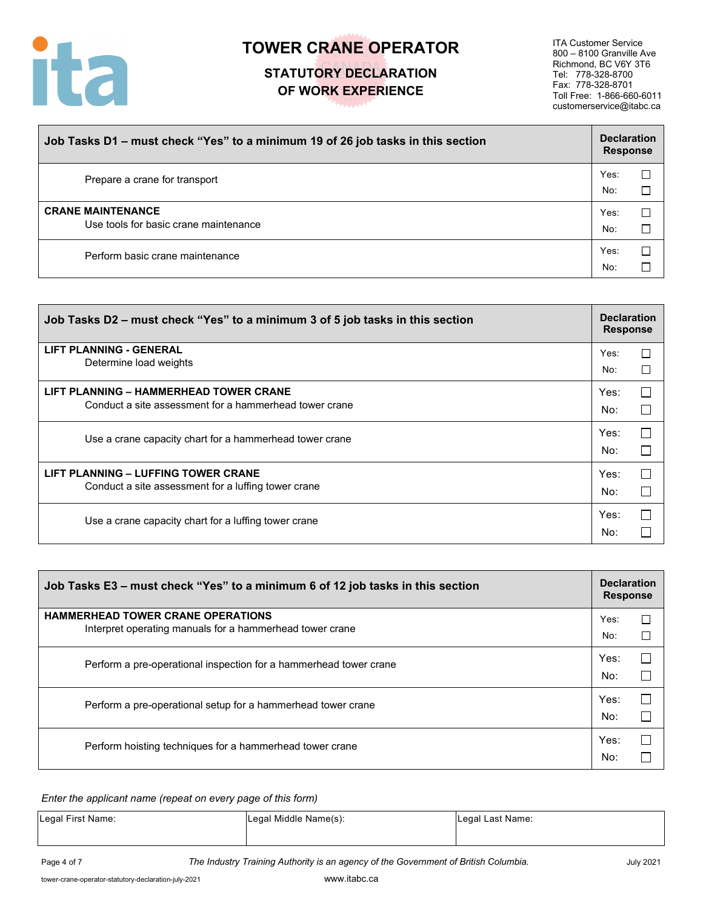# TOWER CRANE OPERATOR

## STATUTORY DECLARATION OF WORK EXPERIENCE

ITA Customer Service
800 – 8100 Granville Ave
Richmond, BC V6Y 3T6
Tel: 778-328-8700
Fax: 778-328-8701
Toll Free: 1-866-660-6011
customerservice@itabc.ca

| Job Tasks D1 – must check "Yes" to a minimum 19 of 26 job tasks in this section | Declaration Response |
|---|---|
| Prepare a crane for transport | Yes: ☐ No: ☐ |
| **CRANE MAINTENANCE** Use tools for basic crane maintenance | Yes: ☐ No: ☐ |
| Perform basic crane maintenance | Yes: ☐ No: ☐ |

| Job Tasks D2 – must check "Yes" to a minimum 3 of 5 job tasks in this section | Declaration Response |
|---|---|
| **LIFT PLANNING - GENERAL** Determine load weights | Yes: ☐ No: ☐ |
| **LIFT PLANNING – HAMMERHEAD TOWER CRANE** Conduct a site assessment for a hammerhead tower crane | Yes: ☐ No: ☐ |
| Use a crane capacity chart for a hammerhead tower crane | Yes: ☐ No: ☐ |
| **LIFT PLANNING – LUFFING TOWER CRANE** Conduct a site assessment for a luffing tower crane | Yes: ☐ No: ☐ |
| Use a crane capacity chart for a luffing tower crane | Yes: ☐ No: ☐ |

| Job Tasks E3 – must check "Yes" to a minimum 6 of 12 job tasks in this section | Declaration Response |
|---|---|
| **HAMMERHEAD TOWER CRANE OPERATIONS** Interpret operating manuals for a hammerhead tower crane | Yes: ☐ No: ☐ |
| Perform a pre-operational inspection for a hammerhead tower crane | Yes: ☐ No: ☐ |
| Perform a pre-operational setup for a hammerhead tower crane | Yes: ☐ No: ☐ |
| Perform hoisting techniques for a hammerhead tower crane | Yes: ☐ No: ☐ |

*Enter the applicant name (repeat on every page of this form)*

| Legal First Name: | Legal Middle Name(s): | Legal Last Name: |
|---|---|---|
| | | |

*The Industry Training Authority is an agency of the Government of British Columbia.*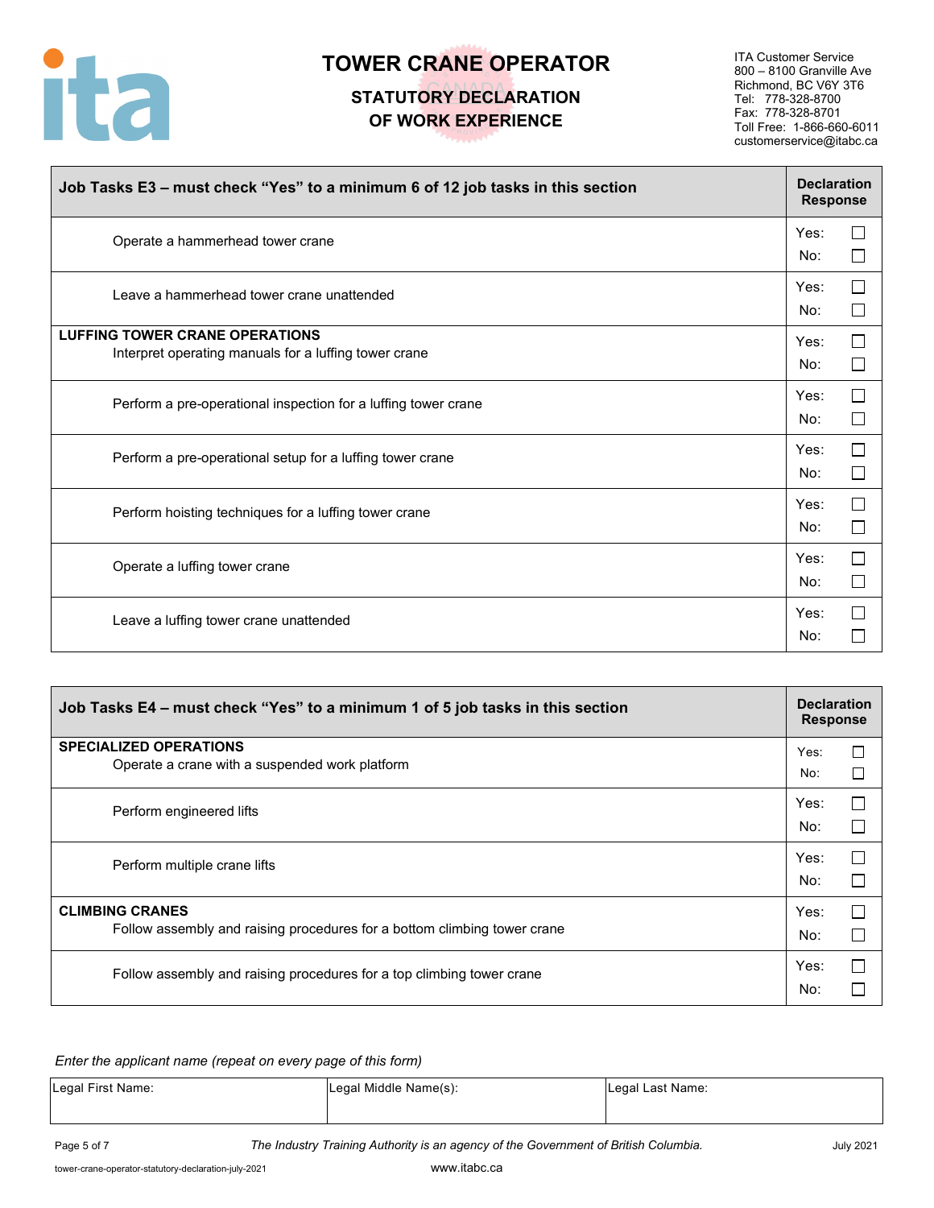# TOWER CRANE OPERATOR

## STATUTORY DECLARATION OF WORK EXPERIENCE

ITA Customer Service
800 – 8100 Granville Ave
Richmond, BC V6Y 3T6
Tel: 778-328-8700
Fax: 778-328-8701
Toll Free: 1-866-660-6011
customerservice@itabc.ca

| Job Tasks E3 – must check "Yes" to a minimum 6 of 12 job tasks in this section | Declaration Response |
|---|---|
| Operate a hammerhead tower crane | Yes: ☐ No: ☐ |
| Leave a hammerhead tower crane unattended | Yes: ☐ No: ☐ |
| **LUFFING TOWER CRANE OPERATIONS** Interpret operating manuals for a luffing tower crane | Yes: ☐ No: ☐ |
| Perform a pre-operational inspection for a luffing tower crane | Yes: ☐ No: ☐ |
| Perform a pre-operational setup for a luffing tower crane | Yes: ☐ No: ☐ |
| Perform hoisting techniques for a luffing tower crane | Yes: ☐ No: ☐ |
| Operate a luffing tower crane | Yes: ☐ No: ☐ |
| Leave a luffing tower crane unattended | Yes: ☐ No: ☐ |

| Job Tasks E4 – must check "Yes" to a minimum 1 of 5 job tasks in this section | Declaration Response |
|---|---|
| **SPECIALIZED OPERATIONS** Operate a crane with a suspended work platform | Yes: ☐ No: ☐ |
| Perform engineered lifts | Yes: ☐ No: ☐ |
| Perform multiple crane lifts | Yes: ☐ No: ☐ |
| **CLIMBING CRANES** Follow assembly and raising procedures for a bottom climbing tower crane | Yes: ☐ No: ☐ |
| Follow assembly and raising procedures for a top climbing tower crane | Yes: ☐ No: ☐ |

*Enter the applicant name (repeat on every page of this form)*

| Legal First Name: | Legal Middle Name(s): | Legal Last Name: |
|---|---|---|
| | | |

*The Industry Training Authority is an agency of the Government of British Columbia.*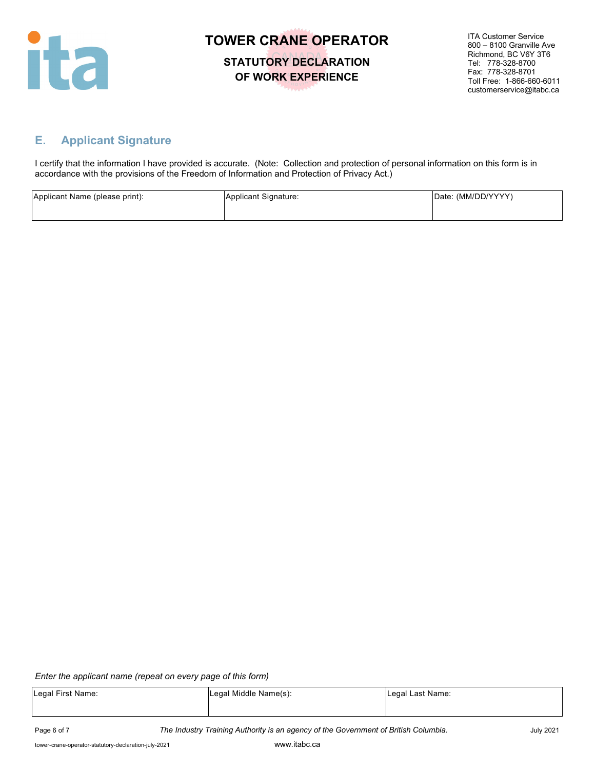# TOWER CRANE OPERATOR

## STATUTORY DECLARATION OF WORK EXPERIENCE

ITA Customer Service
800 – 8100 Granville Ave
Richmond, BC V6Y 3T6
Tel: 778-328-8700
Fax: 778-328-8701
Toll Free: 1-866-660-6011
customerservice@itabc.ca

## E. Applicant Signature

I certify that the information I have provided is accurate. (Note: Collection and protection of personal information on this form is in accordance with the provisions of the Freedom of Information and Protection of Privacy Act.)

| Applicant Name (please print): | Applicant Signature: | Date: (MM/DD/YYYY) |
|---|---|---|
| | | |

*Enter the applicant name (repeat on every page of this form)*

| Legal First Name: | Legal Middle Name(s): | Legal Last Name: |
|---|---|---|
| | | |

*The Industry Training Authority is an agency of the Government of British Columbia.*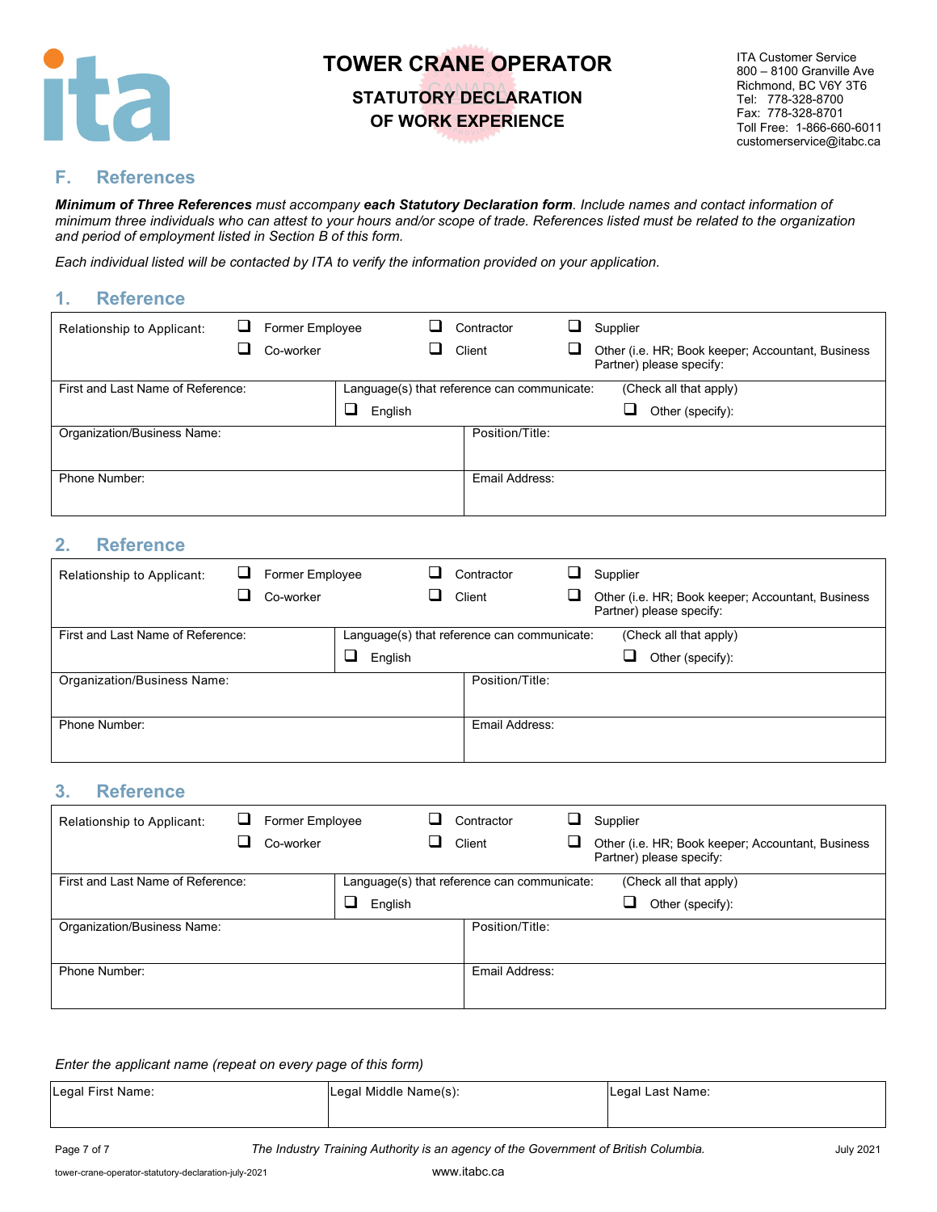# TOWER CRANE OPERATOR

## STATUTORY DECLARATION OF WORK EXPERIENCE

ITA Customer Service
800 – 8100 Granville Ave
Richmond, BC V6Y 3T6
Tel: 778-328-8700
Fax: 778-328-8701
Toll Free: 1-866-660-6011
customerservice@itabc.ca

## F. References

***Minimum of Three References** must accompany **each Statutory Declaration form**. Include names and contact information of minimum three individuals who can attest to your hours and/or scope of trade. References listed must be related to the organization and period of employment listed in Section B of this form.*

*Each individual listed will be contacted by ITA to verify the information provided on your application.*

### 1. Reference

| | | | |
|---|---|---|---|
| Relationship to Applicant: | ❑ Former Employee<br>❑ Co-worker | ❑ Contractor<br>❑ Client | ❑ Supplier<br>❑ Other (i.e. HR; Book keeper; Accountant, Business Partner) please specify: |
| First and Last Name of Reference: | Language(s) that reference can communicate:<br>❑ English | (Check all that apply)<br>❑ Other (specify): | |
| Organization/Business Name: | | Position/Title: | |
| Phone Number: | | Email Address: | |

### 2. Reference

| | | | |
|---|---|---|---|
| Relationship to Applicant: | ❑ Former Employee<br>❑ Co-worker | ❑ Contractor<br>❑ Client | ❑ Supplier<br>❑ Other (i.e. HR; Book keeper; Accountant, Business Partner) please specify: |
| First and Last Name of Reference: | Language(s) that reference can communicate:<br>❑ English | (Check all that apply)<br>❑ Other (specify): | |
| Organization/Business Name: | | Position/Title: | |
| Phone Number: | | Email Address: | |

### 3. Reference

| | | | |
|---|---|---|---|
| Relationship to Applicant: | ❑ Former Employee<br>❑ Co-worker | ❑ Contractor<br>❑ Client | ❑ Supplier<br>❑ Other (i.e. HR; Book keeper; Accountant, Business Partner) please specify: |
| First and Last Name of Reference: | Language(s) that reference can communicate:<br>❑ English | (Check all that apply)<br>❑ Other (specify): | |
| Organization/Business Name: | | Position/Title: | |
| Phone Number: | | Email Address: | |

*Enter the applicant name (repeat on every page of this form)*

| Legal First Name: | Legal Middle Name(s): | Legal Last Name: |
|---|---|---|
| | | |

*The Industry Training Authority is an agency of the Government of British Columbia.*

July 2021

tower-crane-operator-statutory-declaration-july-2021

www.itabc.ca